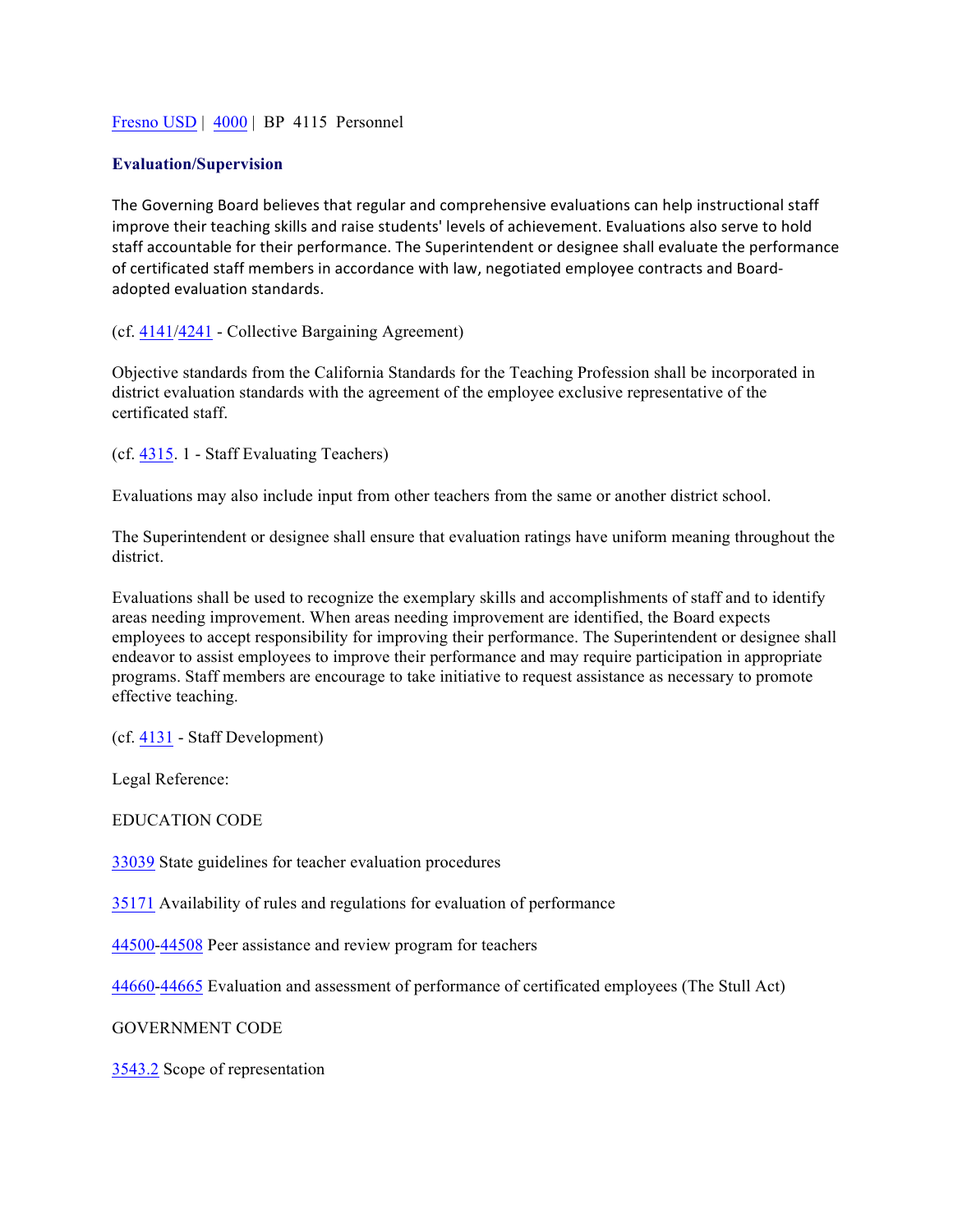[Fresno USD](#) | [4000](#) | BP 4115 Personnel

## Evaluation/Supervision

The Governing Board believes that regular and comprehensive evaluations can help instructional staff improve their teaching skills and raise students' levels of achievement. Evaluations also serve to hold staff accountable for their performance. The Superintendent or designee shall evaluate the performance of certificated staff members in accordance with law, negotiated employee contracts and Board-adopted evaluation standards.

(cf. 4141/4241 - Collective Bargaining Agreement)

Objective standards from the California Standards for the Teaching Profession shall be incorporated in district evaluation standards with the agreement of the employee exclusive representative of the certificated staff.

(cf. 4315. 1 - Staff Evaluating Teachers)

Evaluations may also include input from other teachers from the same or another district school.

The Superintendent or designee shall ensure that evaluation ratings have uniform meaning throughout the district.

Evaluations shall be used to recognize the exemplary skills and accomplishments of staff and to identify areas needing improvement. When areas needing improvement are identified, the Board expects employees to accept responsibility for improving their performance. The Superintendent or designee shall endeavor to assist employees to improve their performance and may require participation in appropriate programs. Staff members are encourage to take initiative to request assistance as necessary to promote effective teaching.

(cf. 4131 - Staff Development)

Legal Reference:

EDUCATION CODE

33039 State guidelines for teacher evaluation procedures

35171 Availability of rules and regulations for evaluation of performance

44500-44508 Peer assistance and review program for teachers

44660-44665 Evaluation and assessment of performance of certificated employees (The Stull Act)

GOVERNMENT CODE

3543.2 Scope of representation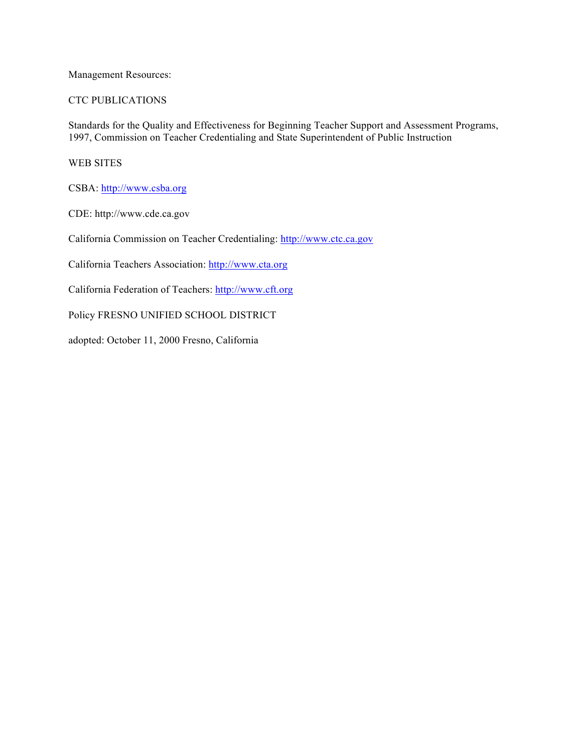Management Resources:

CTC PUBLICATIONS

Standards for the Quality and Effectiveness for Beginning Teacher Support and Assessment Programs, 1997, Commission on Teacher Credentialing and State Superintendent of Public Instruction

WEB SITES

CSBA: http://www.csba.org

CDE: http://www.cde.ca.gov

California Commission on Teacher Credentialing: http://www.ctc.ca.gov

California Teachers Association: http://www.cta.org

California Federation of Teachers: http://www.cft.org

Policy FRESNO UNIFIED SCHOOL DISTRICT

adopted: October 11, 2000 Fresno, California